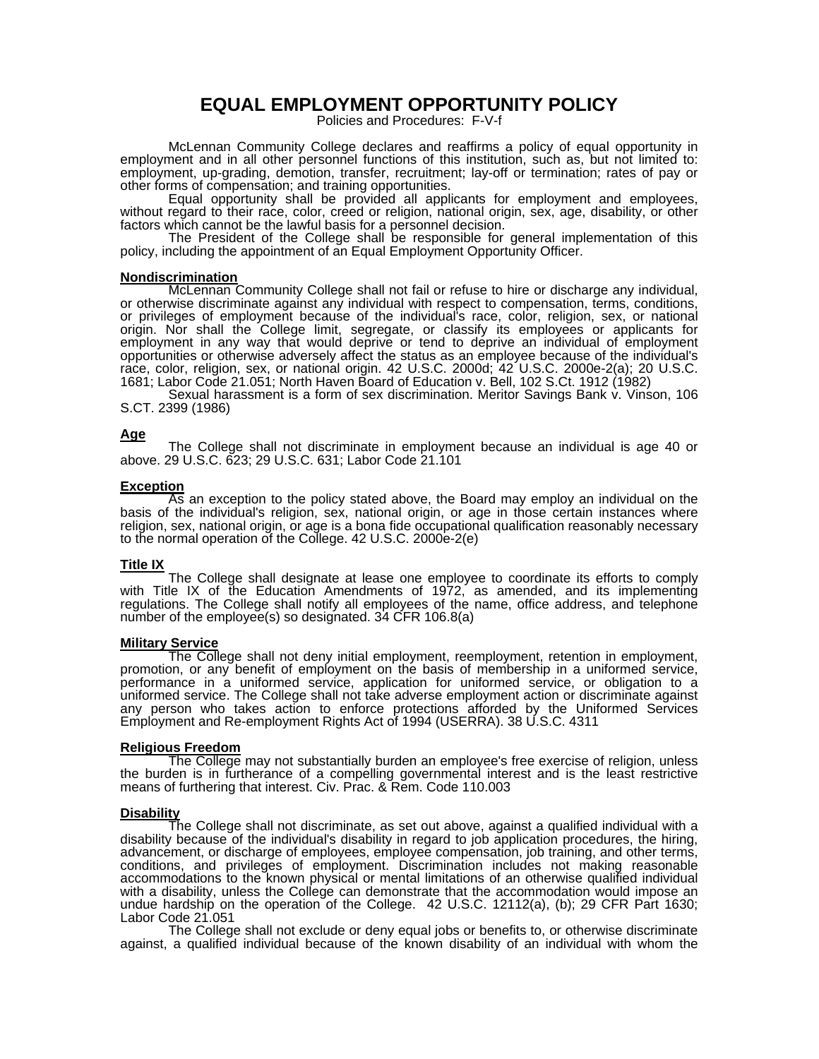# EQUAL EMPLOYMENT OPPORTUNITY POLICY

Policies and Procedures: F-V-f

McLennan Community College declares and reaffirms a policy of equal opportunity in employment and in all other personnel functions of this institution, such as, but not limited to: employment, up-grading, demotion, transfer, recruitment; lay-off or termination; rates of pay or other forms of compensation; and training opportunities.

Equal opportunity shall be provided all applicants for employment and employees, without regard to their race, color, creed or religion, national origin, sex, age, disability, or other factors which cannot be the lawful basis for a personnel decision.

The President of the College shall be responsible for general implementation of this policy, including the appointment of an Equal Employment Opportunity Officer.

**Nondiscrimination**

McLennan Community College shall not fail or refuse to hire or discharge any individual, or otherwise discriminate against any individual with respect to compensation, terms, conditions, or privileges of employment because of the individual's race, color, religion, sex, or national origin. Nor shall the College limit, segregate, or classify its employees or applicants for employment in any way that would deprive or tend to deprive an individual of employment opportunities or otherwise adversely affect the status as an employee because of the individual's race, color, religion, sex, or national origin. 42 U.S.C. 2000d; 42 U.S.C. 2000e-2(a); 20 U.S.C. 1681; Labor Code 21.051; North Haven Board of Education v. Bell, 102 S.Ct. 1912 (1982)

Sexual harassment is a form of sex discrimination. Meritor Savings Bank v. Vinson, 106 S.CT. 2399 (1986)

**Age**

The College shall not discriminate in employment because an individual is age 40 or above. 29 U.S.C. 623; 29 U.S.C. 631; Labor Code 21.101

**Exception**

As an exception to the policy stated above, the Board may employ an individual on the basis of the individual's religion, sex, national origin, or age in those certain instances where religion, sex, national origin, or age is a bona fide occupational qualification reasonably necessary to the normal operation of the College. 42 U.S.C. 2000e-2(e)

**Title IX**

The College shall designate at lease one employee to coordinate its efforts to comply with Title IX of the Education Amendments of 1972, as amended, and its implementing regulations. The College shall notify all employees of the name, office address, and telephone number of the employee(s) so designated. 34 CFR 106.8(a)

**Military Service**

The College shall not deny initial employment, reemployment, retention in employment, promotion, or any benefit of employment on the basis of membership in a uniformed service, performance in a uniformed service, application for uniformed service, or obligation to a uniformed service. The College shall not take adverse employment action or discriminate against any person who takes action to enforce protections afforded by the Uniformed Services Employment and Re-employment Rights Act of 1994 (USERRA). 38 U.S.C. 4311

**Religious Freedom**

The College may not substantially burden an employee's free exercise of religion, unless the burden is in furtherance of a compelling governmental interest and is the least restrictive means of furthering that interest. Civ. Prac. & Rem. Code 110.003

**Disability**

The College shall not discriminate, as set out above, against a qualified individual with a disability because of the individual's disability in regard to job application procedures, the hiring, advancement, or discharge of employees, employee compensation, job training, and other terms, conditions, and privileges of employment. Discrimination includes not making reasonable accommodations to the known physical or mental limitations of an otherwise qualified individual with a disability, unless the College can demonstrate that the accommodation would impose an undue hardship on the operation of the College. 42 U.S.C. 12112(a), (b); 29 CFR Part 1630; Labor Code 21.051

The College shall not exclude or deny equal jobs or benefits to, or otherwise discriminate against, a qualified individual because of the known disability of an individual with whom the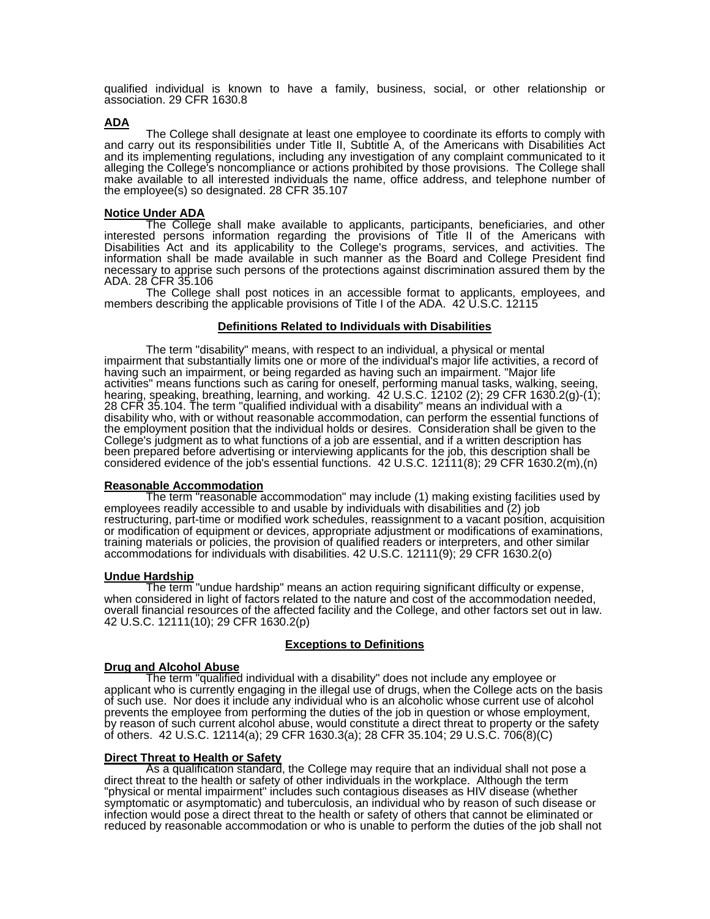qualified individual is known to have a family, business, social, or other relationship or association. 29 CFR 1630.8

**ADA**

The College shall designate at least one employee to coordinate its efforts to comply with and carry out its responsibilities under Title II, Subtitle A, of the Americans with Disabilities Act and its implementing regulations, including any investigation of any complaint communicated to it alleging the College's noncompliance or actions prohibited by those provisions. The College shall make available to all interested individuals the name, office address, and telephone number of the employee(s) so designated. 28 CFR 35.107

**Notice Under ADA**

The College shall make available to applicants, participants, beneficiaries, and other interested persons information regarding the provisions of Title II of the Americans with Disabilities Act and its applicability to the College's programs, services, and activities. The information shall be made available in such manner as the Board and College President find necessary to apprise such persons of the protections against discrimination assured them by the ADA. 28 CFR 35.106

The College shall post notices in an accessible format to applicants, employees, and members describing the applicable provisions of Title I of the ADA. 42 U.S.C. 12115

## Definitions Related to Individuals with Disabilities

The term "disability" means, with respect to an individual, a physical or mental impairment that substantially limits one or more of the individual's major life activities, a record of having such an impairment, or being regarded as having such an impairment. "Major life activities" means functions such as caring for oneself, performing manual tasks, walking, seeing, hearing, speaking, breathing, learning, and working. 42 U.S.C. 12102 (2); 29 CFR 1630.2(g)-(1); 28 CFR 35.104. The term "qualified individual with a disability" means an individual with a disability who, with or without reasonable accommodation, can perform the essential functions of the employment position that the individual holds or desires. Consideration shall be given to the College's judgment as to what functions of a job are essential, and if a written description has been prepared before advertising or interviewing applicants for the job, this description shall be considered evidence of the job's essential functions. 42 U.S.C. 12111(8); 29 CFR 1630.2(m),(n)

**Reasonable Accommodation**

The term "reasonable accommodation" may include (1) making existing facilities used by employees readily accessible to and usable by individuals with disabilities and (2) job restructuring, part-time or modified work schedules, reassignment to a vacant position, acquisition or modification of equipment or devices, appropriate adjustment or modifications of examinations, training materials or policies, the provision of qualified readers or interpreters, and other similar accommodations for individuals with disabilities. 42 U.S.C. 12111(9); 29 CFR 1630.2(o)

**Undue Hardship**

The term "undue hardship" means an action requiring significant difficulty or expense, when considered in light of factors related to the nature and cost of the accommodation needed, overall financial resources of the affected facility and the College, and other factors set out in law. 42 U.S.C. 12111(10); 29 CFR 1630.2(p)

## Exceptions to Definitions

**Drug and Alcohol Abuse**

The term "qualified individual with a disability" does not include any employee or applicant who is currently engaging in the illegal use of drugs, when the College acts on the basis of such use. Nor does it include any individual who is an alcoholic whose current use of alcohol prevents the employee from performing the duties of the job in question or whose employment, by reason of such current alcohol abuse, would constitute a direct threat to property or the safety of others. 42 U.S.C. 12114(a); 29 CFR 1630.3(a); 28 CFR 35.104; 29 U.S.C. 706(8)(C)

**Direct Threat to Health or Safety**

As a qualification standard, the College may require that an individual shall not pose a direct threat to the health or safety of other individuals in the workplace. Although the term "physical or mental impairment" includes such contagious diseases as HIV disease (whether symptomatic or asymptomatic) and tuberculosis, an individual who by reason of such disease or infection would pose a direct threat to the health or safety of others that cannot be eliminated or reduced by reasonable accommodation or who is unable to perform the duties of the job shall not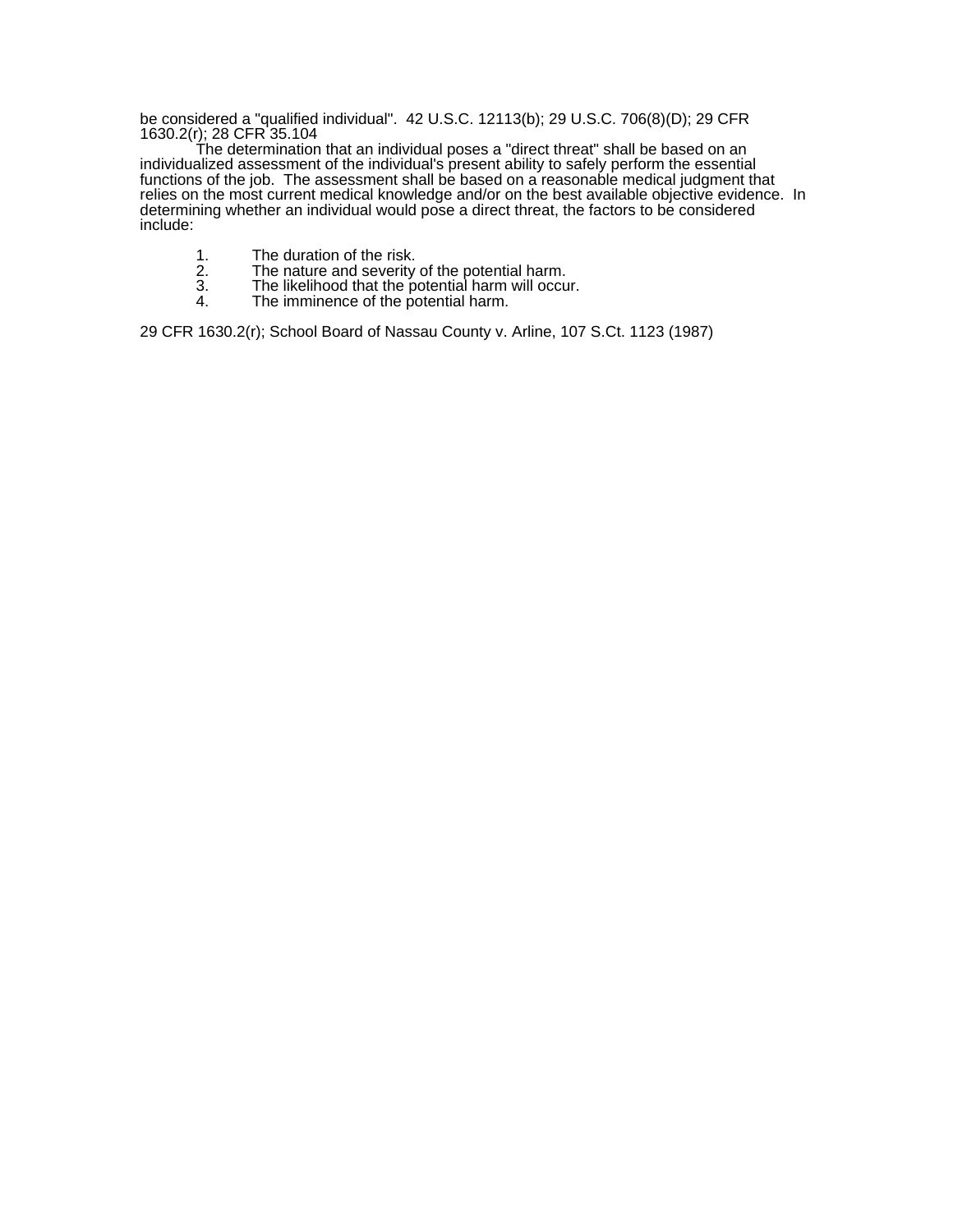be considered a "qualified individual". 42 U.S.C. 12113(b); 29 U.S.C. 706(8)(D); 29 CFR 1630.2(r); 28 CFR 35.104

The determination that an individual poses a "direct threat" shall be based on an individualized assessment of the individual's present ability to safely perform the essential functions of the job. The assessment shall be based on a reasonable medical judgment that relies on the most current medical knowledge and/or on the best available objective evidence. In determining whether an individual would pose a direct threat, the factors to be considered include:

1. The duration of the risk.
2. The nature and severity of the potential harm.
3. The likelihood that the potential harm will occur.
4. The imminence of the potential harm.

29 CFR 1630.2(r); School Board of Nassau County v. Arline, 107 S.Ct. 1123 (1987)